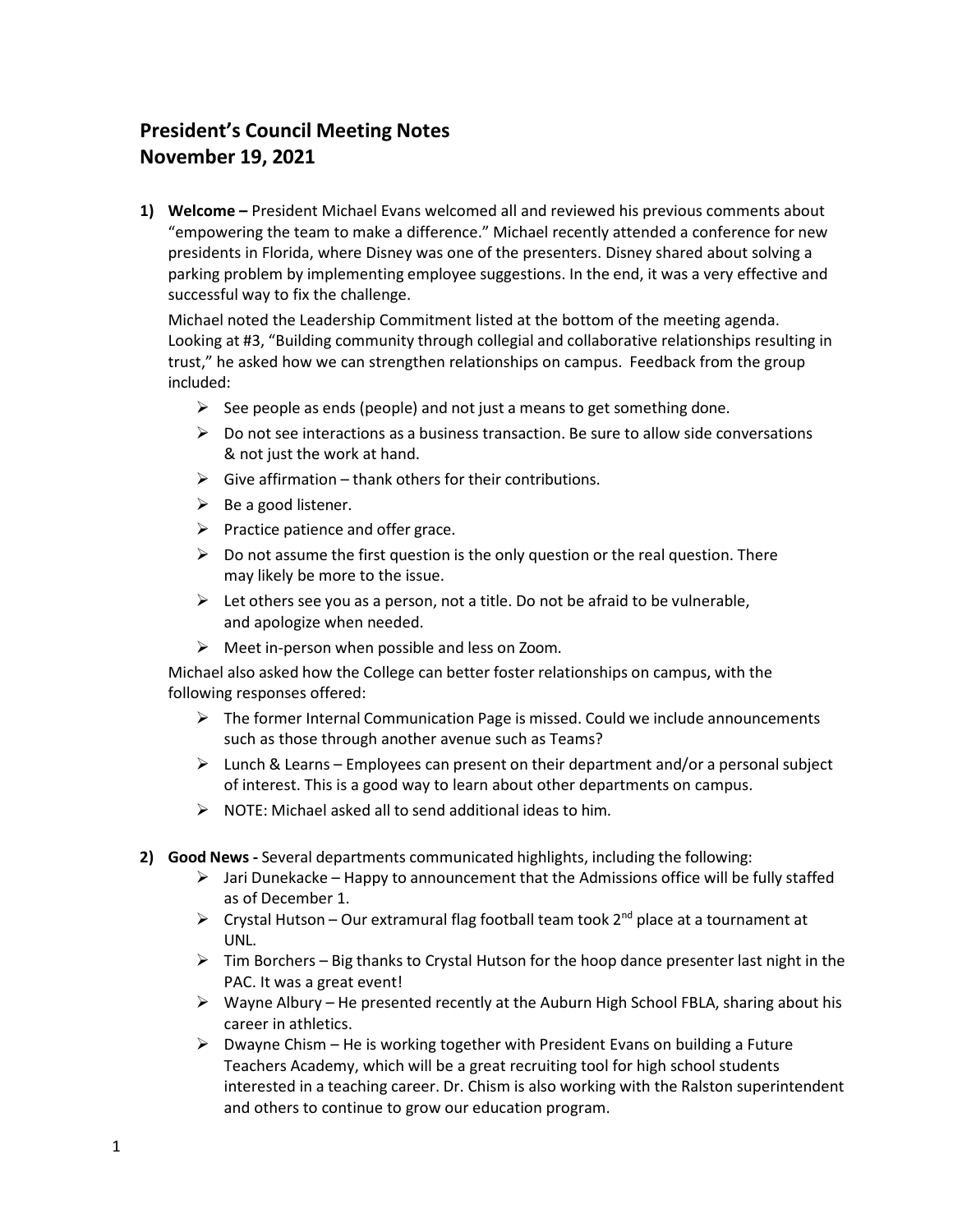# President's Council Meeting Notes
# November 19, 2021

1) **Welcome –** President Michael Evans welcomed all and reviewed his previous comments about "empowering the team to make a difference." Michael recently attended a conference for new presidents in Florida, where Disney was one of the presenters. Disney shared about solving a parking problem by implementing employee suggestions. In the end, it was a very effective and successful way to fix the challenge.

   Michael noted the Leadership Commitment listed at the bottom of the meeting agenda. Looking at #3, "Building community through collegial and collaborative relationships resulting in trust," he asked how we can strengthen relationships on campus. Feedback from the group included:

   - See people as ends (people) and not just a means to get something done.
   - Do not see interactions as a business transaction. Be sure to allow side conversations & not just the work at hand.
   - Give affirmation – thank others for their contributions.
   - Be a good listener.
   - Practice patience and offer grace.
   - Do not assume the first question is the only question or the real question. There may likely be more to the issue.
   - Let others see you as a person, not a title. Do not be afraid to be vulnerable, and apologize when needed.
   - Meet in-person when possible and less on Zoom.

   Michael also asked how the College can better foster relationships on campus, with the following responses offered:

   - The former Internal Communication Page is missed. Could we include announcements such as those through another avenue such as Teams?
   - Lunch & Learns – Employees can present on their department and/or a personal subject of interest. This is a good way to learn about other departments on campus.
   - NOTE: Michael asked all to send additional ideas to him.

2) **Good News -** Several departments communicated highlights, including the following:

   - Jari Dunekacke – Happy to announcement that the Admissions office will be fully staffed as of December 1.
   - Crystal Hutson – Our extramural flag football team took 2nd place at a tournament at UNL.
   - Tim Borchers – Big thanks to Crystal Hutson for the hoop dance presenter last night in the PAC. It was a great event!
   - Wayne Albury – He presented recently at the Auburn High School FBLA, sharing about his career in athletics.
   - Dwayne Chism – He is working together with President Evans on building a Future Teachers Academy, which will be a great recruiting tool for high school students interested in a teaching career. Dr. Chism is also working with the Ralston superintendent and others to continue to grow our education program.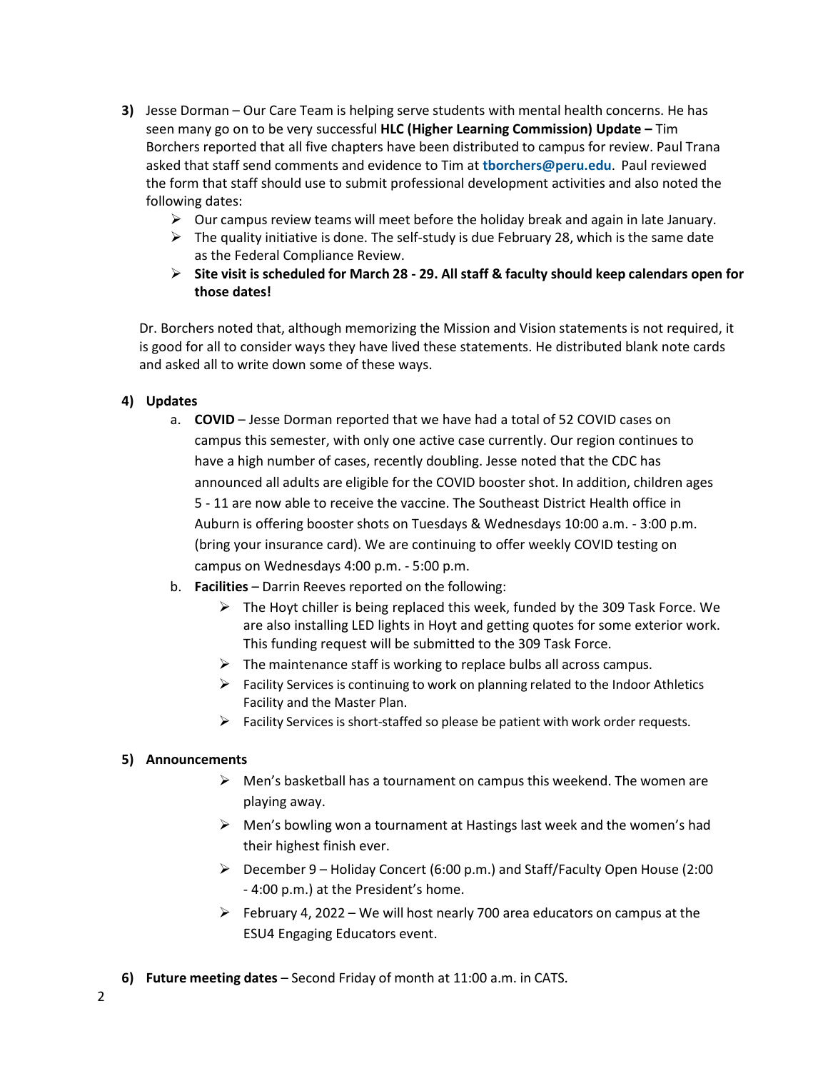**3)** Jesse Dorman – Our Care Team is helping serve students with mental health concerns. He has seen many go on to be very successful **HLC (Higher Learning Commission) Update –** Tim Borchers reported that all five chapters have been distributed to campus for review. Paul Trana asked that staff send comments and evidence to Tim at **tborchers@peru.edu**. Paul reviewed the form that staff should use to submit professional development activities and also noted the following dates:

- Our campus review teams will meet before the holiday break and again in late January.
- The quality initiative is done. The self-study is due February 28, which is the same date as the Federal Compliance Review.
- **Site visit is scheduled for March 28 - 29. All staff & faculty should keep calendars open for those dates!**

Dr. Borchers noted that, although memorizing the Mission and Vision statements is not required, it is good for all to consider ways they have lived these statements. He distributed blank note cards and asked all to write down some of these ways.

**4) Updates**

a. **COVID** – Jesse Dorman reported that we have had a total of 52 COVID cases on campus this semester, with only one active case currently. Our region continues to have a high number of cases, recently doubling. Jesse noted that the CDC has announced all adults are eligible for the COVID booster shot. In addition, children ages 5 - 11 are now able to receive the vaccine. The Southeast District Health office in Auburn is offering booster shots on Tuesdays & Wednesdays 10:00 a.m. - 3:00 p.m. (bring your insurance card). We are continuing to offer weekly COVID testing on campus on Wednesdays 4:00 p.m. - 5:00 p.m.

b. **Facilities** – Darrin Reeves reported on the following:

- The Hoyt chiller is being replaced this week, funded by the 309 Task Force. We are also installing LED lights in Hoyt and getting quotes for some exterior work. This funding request will be submitted to the 309 Task Force.
- The maintenance staff is working to replace bulbs all across campus.
- Facility Services is continuing to work on planning related to the Indoor Athletics Facility and the Master Plan.
- Facility Services is short-staffed so please be patient with work order requests.

**5) Announcements**

- Men's basketball has a tournament on campus this weekend. The women are playing away.
- Men's bowling won a tournament at Hastings last week and the women's had their highest finish ever.
- December 9 – Holiday Concert (6:00 p.m.) and Staff/Faculty Open House (2:00 - 4:00 p.m.) at the President's home.
- February 4, 2022 – We will host nearly 700 area educators on campus at the ESU4 Engaging Educators event.

**6) Future meeting dates** – Second Friday of month at 11:00 a.m. in CATS.